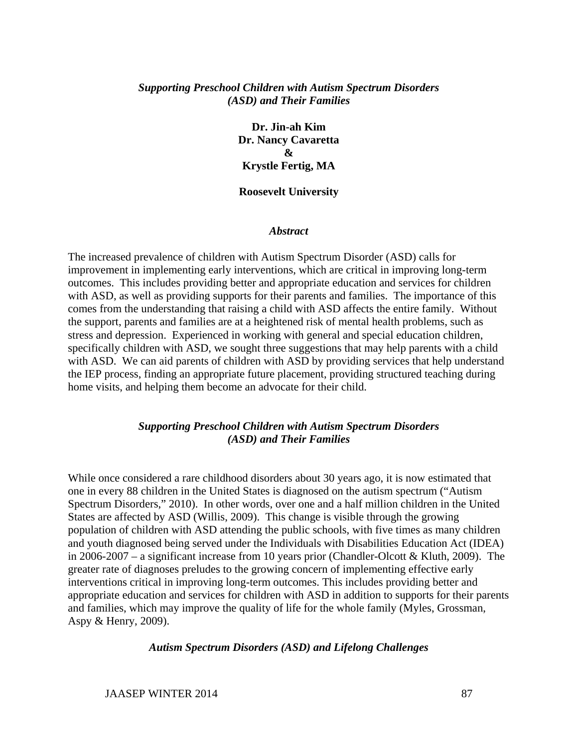# *Supporting Preschool Children with Autism Spectrum Disorders (ASD) and Their Families*

**Dr. Jin-ah Kim**
**Dr. Nancy Cavaretta**
**&**
**Krystle Fertig, MA**

**Roosevelt University**

### *Abstract*

The increased prevalence of children with Autism Spectrum Disorder (ASD) calls for improvement in implementing early interventions, which are critical in improving long-term outcomes. This includes providing better and appropriate education and services for children with ASD, as well as providing supports for their parents and families. The importance of this comes from the understanding that raising a child with ASD affects the entire family. Without the support, parents and families are at a heightened risk of mental health problems, such as stress and depression. Experienced in working with general and special education children, specifically children with ASD, we sought three suggestions that may help parents with a child with ASD. We can aid parents of children with ASD by providing services that help understand the IEP process, finding an appropriate future placement, providing structured teaching during home visits, and helping them become an advocate for their child.

## *Supporting Preschool Children with Autism Spectrum Disorders (ASD) and Their Families*

While once considered a rare childhood disorders about 30 years ago, it is now estimated that one in every 88 children in the United States is diagnosed on the autism spectrum ("Autism Spectrum Disorders," 2010). In other words, over one and a half million children in the United States are affected by ASD (Willis, 2009). This change is visible through the growing population of children with ASD attending the public schools, with five times as many children and youth diagnosed being served under the Individuals with Disabilities Education Act (IDEA) in 2006-2007 – a significant increase from 10 years prior (Chandler-Olcott & Kluth, 2009). The greater rate of diagnoses preludes to the growing concern of implementing effective early interventions critical in improving long-term outcomes. This includes providing better and appropriate education and services for children with ASD in addition to supports for their parents and families, which may improve the quality of life for the whole family (Myles, Grossman, Aspy & Henry, 2009).

### *Autism Spectrum Disorders (ASD) and Lifelong Challenges*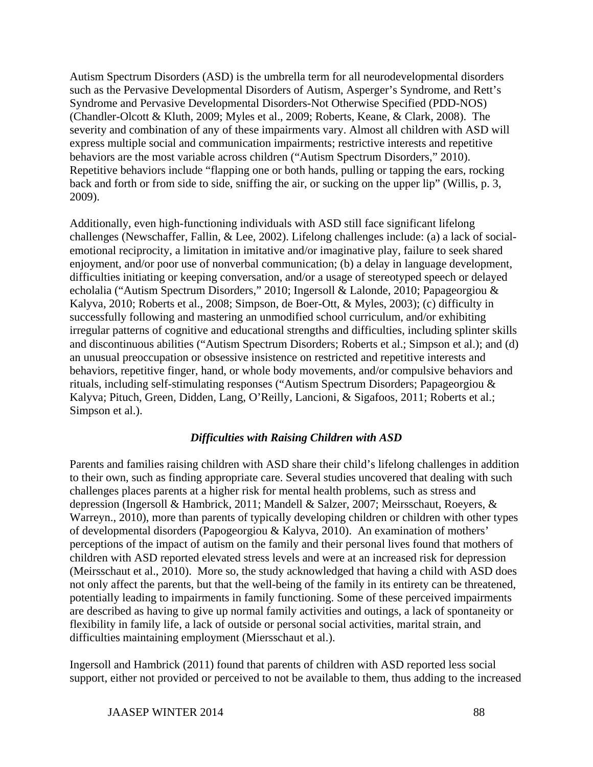Autism Spectrum Disorders (ASD) is the umbrella term for all neurodevelopmental disorders such as the Pervasive Developmental Disorders of Autism, Asperger's Syndrome, and Rett's Syndrome and Pervasive Developmental Disorders-Not Otherwise Specified (PDD-NOS) (Chandler-Olcott & Kluth, 2009; Myles et al., 2009; Roberts, Keane, & Clark, 2008). The severity and combination of any of these impairments vary. Almost all children with ASD will express multiple social and communication impairments; restrictive interests and repetitive behaviors are the most variable across children ("Autism Spectrum Disorders," 2010). Repetitive behaviors include "flapping one or both hands, pulling or tapping the ears, rocking back and forth or from side to side, sniffing the air, or sucking on the upper lip" (Willis, p. 3, 2009).

Additionally, even high-functioning individuals with ASD still face significant lifelong challenges (Newschaffer, Fallin, & Lee, 2002). Lifelong challenges include: (a) a lack of social-emotional reciprocity, a limitation in imitative and/or imaginative play, failure to seek shared enjoyment, and/or poor use of nonverbal communication; (b) a delay in language development, difficulties initiating or keeping conversation, and/or a usage of stereotyped speech or delayed echolalia ("Autism Spectrum Disorders," 2010; Ingersoll & Lalonde, 2010; Papageorgiou & Kalyva, 2010; Roberts et al., 2008; Simpson, de Boer-Ott, & Myles, 2003); (c) difficulty in successfully following and mastering an unmodified school curriculum, and/or exhibiting irregular patterns of cognitive and educational strengths and difficulties, including splinter skills and discontinuous abilities ("Autism Spectrum Disorders; Roberts et al.; Simpson et al.); and (d) an unusual preoccupation or obsessive insistence on restricted and repetitive interests and behaviors, repetitive finger, hand, or whole body movements, and/or compulsive behaviors and rituals, including self-stimulating responses ("Autism Spectrum Disorders; Papageorgiou & Kalyva; Pituch, Green, Didden, Lang, O'Reilly, Lancioni, & Sigafoos, 2011; Roberts et al.; Simpson et al.).

### *Difficulties with Raising Children with ASD*

Parents and families raising children with ASD share their child's lifelong challenges in addition to their own, such as finding appropriate care. Several studies uncovered that dealing with such challenges places parents at a higher risk for mental health problems, such as stress and depression (Ingersoll & Hambrick, 2011; Mandell & Salzer, 2007; Meirsschaut, Roeyers, & Warreyn., 2010), more than parents of typically developing children or children with other types of developmental disorders (Papogeorgiou & Kalyva, 2010). An examination of mothers' perceptions of the impact of autism on the family and their personal lives found that mothers of children with ASD reported elevated stress levels and were at an increased risk for depression (Meirsschaut et al., 2010). More so, the study acknowledged that having a child with ASD does not only affect the parents, but that the well-being of the family in its entirety can be threatened, potentially leading to impairments in family functioning. Some of these perceived impairments are described as having to give up normal family activities and outings, a lack of spontaneity or flexibility in family life, a lack of outside or personal social activities, marital strain, and difficulties maintaining employment (Miersschaut et al.).

Ingersoll and Hambrick (2011) found that parents of children with ASD reported less social support, either not provided or perceived to not be available to them, thus adding to the increased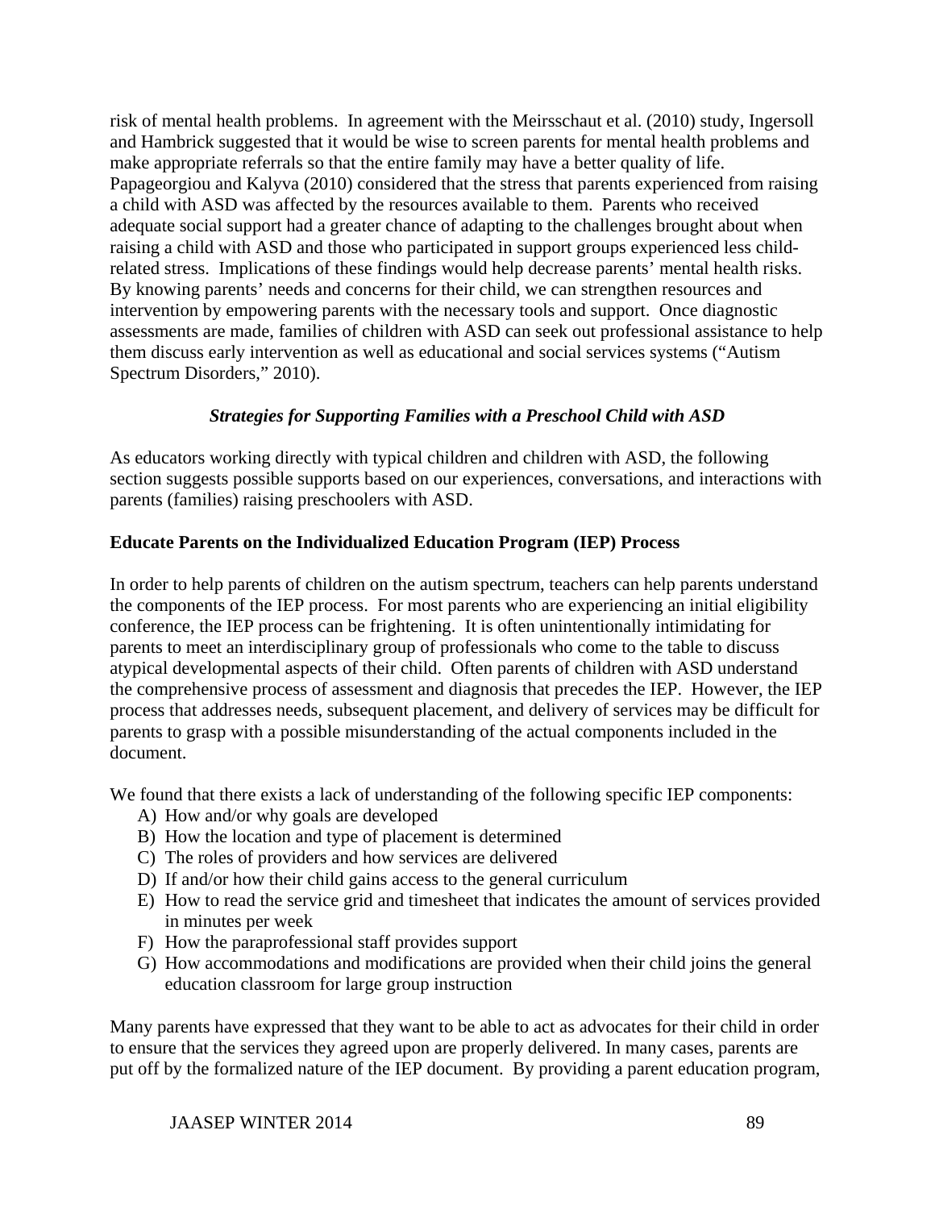risk of mental health problems. In agreement with the Meirsschaut et al. (2010) study, Ingersoll and Hambrick suggested that it would be wise to screen parents for mental health problems and make appropriate referrals so that the entire family may have a better quality of life. Papageorgiou and Kalyva (2010) considered that the stress that parents experienced from raising a child with ASD was affected by the resources available to them. Parents who received adequate social support had a greater chance of adapting to the challenges brought about when raising a child with ASD and those who participated in support groups experienced less child-related stress. Implications of these findings would help decrease parents' mental health risks. By knowing parents' needs and concerns for their child, we can strengthen resources and intervention by empowering parents with the necessary tools and support. Once diagnostic assessments are made, families of children with ASD can seek out professional assistance to help them discuss early intervention as well as educational and social services systems ("Autism Spectrum Disorders," 2010).

## *Strategies for Supporting Families with a Preschool Child with ASD*

As educators working directly with typical children and children with ASD, the following section suggests possible supports based on our experiences, conversations, and interactions with parents (families) raising preschoolers with ASD.

### Educate Parents on the Individualized Education Program (IEP) Process

In order to help parents of children on the autism spectrum, teachers can help parents understand the components of the IEP process. For most parents who are experiencing an initial eligibility conference, the IEP process can be frightening. It is often unintentionally intimidating for parents to meet an interdisciplinary group of professionals who come to the table to discuss atypical developmental aspects of their child. Often parents of children with ASD understand the comprehensive process of assessment and diagnosis that precedes the IEP. However, the IEP process that addresses needs, subsequent placement, and delivery of services may be difficult for parents to grasp with a possible misunderstanding of the actual components included in the document.

We found that there exists a lack of understanding of the following specific IEP components:

A) How and/or why goals are developed
B) How the location and type of placement is determined
C) The roles of providers and how services are delivered
D) If and/or how their child gains access to the general curriculum
E) How to read the service grid and timesheet that indicates the amount of services provided in minutes per week
F) How the paraprofessional staff provides support
G) How accommodations and modifications are provided when their child joins the general education classroom for large group instruction

Many parents have expressed that they want to be able to act as advocates for their child in order to ensure that the services they agreed upon are properly delivered. In many cases, parents are put off by the formalized nature of the IEP document. By providing a parent education program,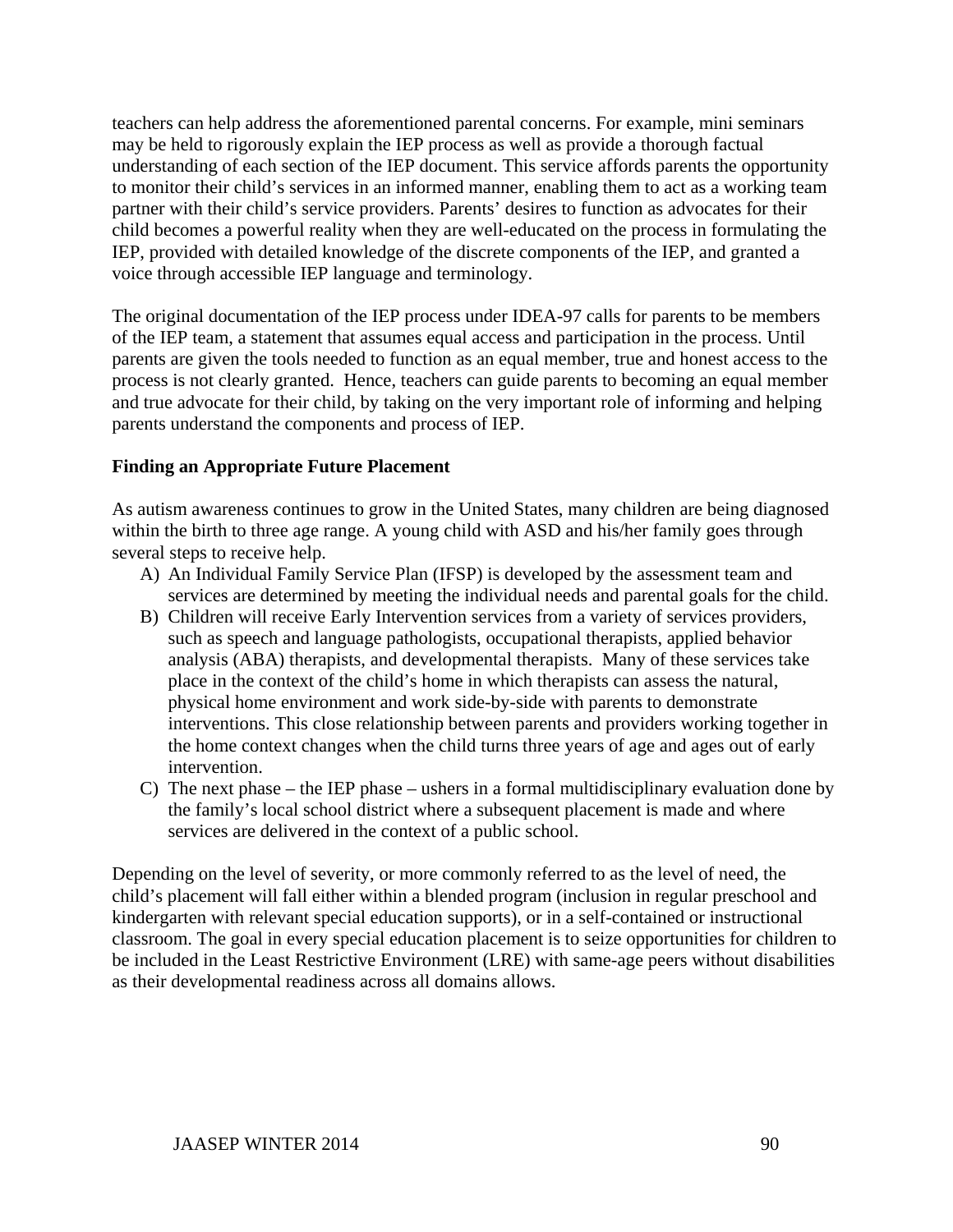teachers can help address the aforementioned parental concerns. For example, mini seminars may be held to rigorously explain the IEP process as well as provide a thorough factual understanding of each section of the IEP document. This service affords parents the opportunity to monitor their child's services in an informed manner, enabling them to act as a working team partner with their child's service providers. Parents' desires to function as advocates for their child becomes a powerful reality when they are well-educated on the process in formulating the IEP, provided with detailed knowledge of the discrete components of the IEP, and granted a voice through accessible IEP language and terminology.

The original documentation of the IEP process under IDEA-97 calls for parents to be members of the IEP team, a statement that assumes equal access and participation in the process. Until parents are given the tools needed to function as an equal member, true and honest access to the process is not clearly granted. Hence, teachers can guide parents to becoming an equal member and true advocate for their child, by taking on the very important role of informing and helping parents understand the components and process of IEP.

**Finding an Appropriate Future Placement**

As autism awareness continues to grow in the United States, many children are being diagnosed within the birth to three age range. A young child with ASD and his/her family goes through several steps to receive help.

A) An Individual Family Service Plan (IFSP) is developed by the assessment team and services are determined by meeting the individual needs and parental goals for the child.
B) Children will receive Early Intervention services from a variety of services providers, such as speech and language pathologists, occupational therapists, applied behavior analysis (ABA) therapists, and developmental therapists. Many of these services take place in the context of the child's home in which therapists can assess the natural, physical home environment and work side-by-side with parents to demonstrate interventions. This close relationship between parents and providers working together in the home context changes when the child turns three years of age and ages out of early intervention.
C) The next phase – the IEP phase – ushers in a formal multidisciplinary evaluation done by the family's local school district where a subsequent placement is made and where services are delivered in the context of a public school.

Depending on the level of severity, or more commonly referred to as the level of need, the child's placement will fall either within a blended program (inclusion in regular preschool and kindergarten with relevant special education supports), or in a self-contained or instructional classroom. The goal in every special education placement is to seize opportunities for children to be included in the Least Restrictive Environment (LRE) with same-age peers without disabilities as their developmental readiness across all domains allows.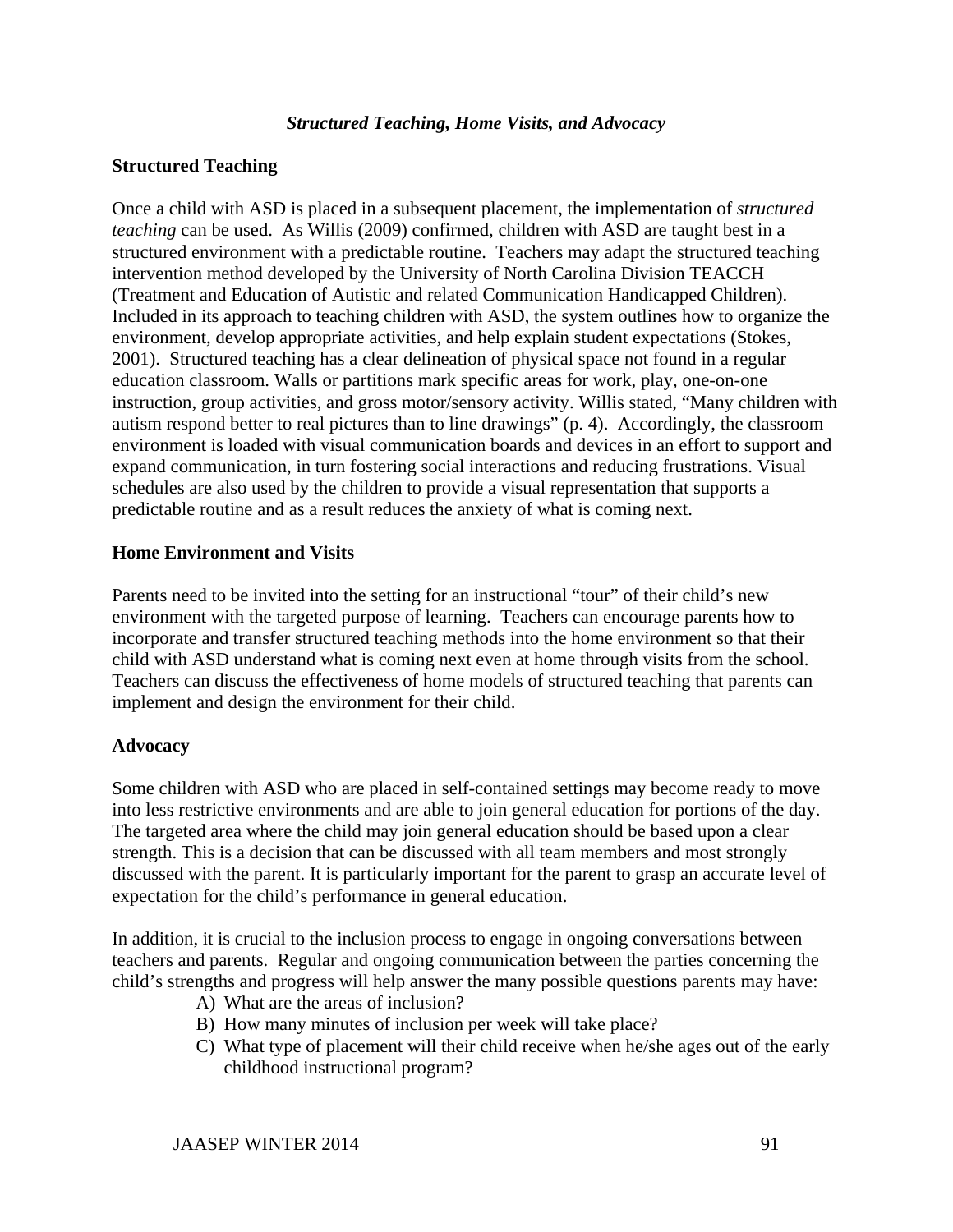### *Structured Teaching, Home Visits, and Advocacy*

**Structured Teaching**

Once a child with ASD is placed in a subsequent placement, the implementation of *structured teaching* can be used. As Willis (2009) confirmed, children with ASD are taught best in a structured environment with a predictable routine. Teachers may adapt the structured teaching intervention method developed by the University of North Carolina Division TEACCH (Treatment and Education of Autistic and related Communication Handicapped Children). Included in its approach to teaching children with ASD, the system outlines how to organize the environment, develop appropriate activities, and help explain student expectations (Stokes, 2001). Structured teaching has a clear delineation of physical space not found in a regular education classroom. Walls or partitions mark specific areas for work, play, one-on-one instruction, group activities, and gross motor/sensory activity. Willis stated, "Many children with autism respond better to real pictures than to line drawings" (p. 4). Accordingly, the classroom environment is loaded with visual communication boards and devices in an effort to support and expand communication, in turn fostering social interactions and reducing frustrations. Visual schedules are also used by the children to provide a visual representation that supports a predictable routine and as a result reduces the anxiety of what is coming next.

**Home Environment and Visits**

Parents need to be invited into the setting for an instructional "tour" of their child's new environment with the targeted purpose of learning. Teachers can encourage parents how to incorporate and transfer structured teaching methods into the home environment so that their child with ASD understand what is coming next even at home through visits from the school. Teachers can discuss the effectiveness of home models of structured teaching that parents can implement and design the environment for their child.

**Advocacy**

Some children with ASD who are placed in self-contained settings may become ready to move into less restrictive environments and are able to join general education for portions of the day. The targeted area where the child may join general education should be based upon a clear strength. This is a decision that can be discussed with all team members and most strongly discussed with the parent. It is particularly important for the parent to grasp an accurate level of expectation for the child's performance in general education.

In addition, it is crucial to the inclusion process to engage in ongoing conversations between teachers and parents. Regular and ongoing communication between the parties concerning the child's strengths and progress will help answer the many possible questions parents may have:

A) What are the areas of inclusion?
B) How many minutes of inclusion per week will take place?
C) What type of placement will their child receive when he/she ages out of the early childhood instructional program?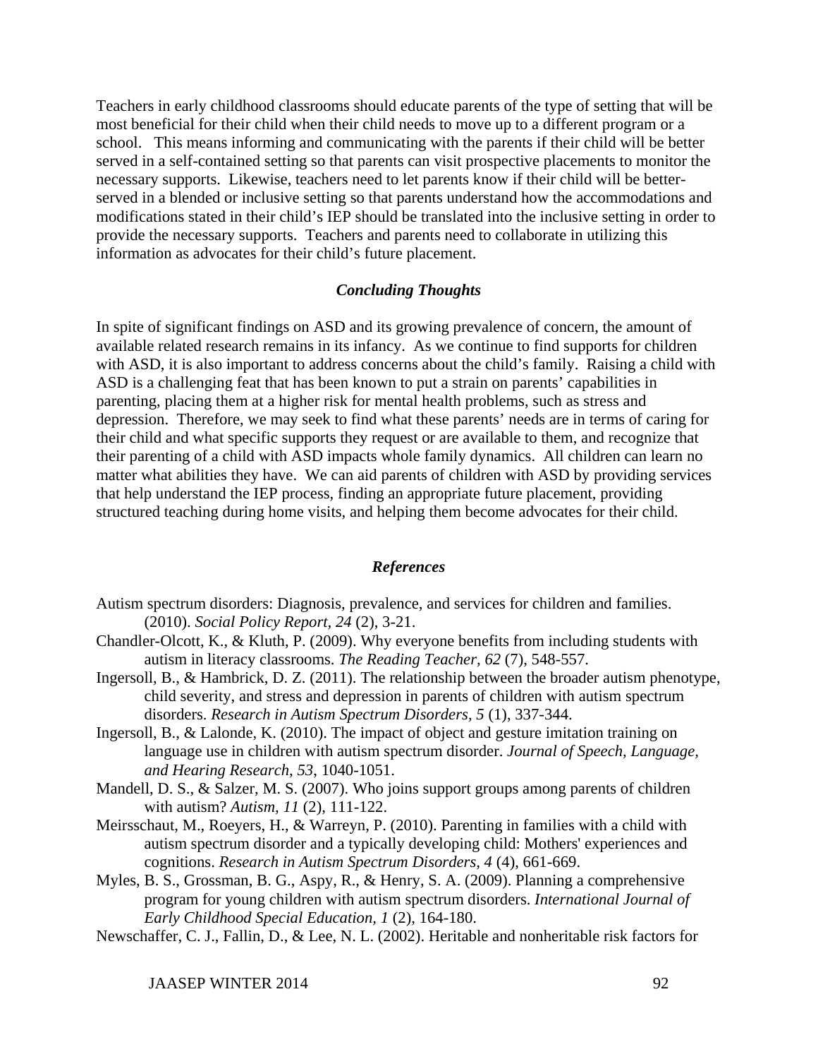Teachers in early childhood classrooms should educate parents of the type of setting that will be most beneficial for their child when their child needs to move up to a different program or a school. This means informing and communicating with the parents if their child will be better served in a self-contained setting so that parents can visit prospective placements to monitor the necessary supports. Likewise, teachers need to let parents know if their child will be better-served in a blended or inclusive setting so that parents understand how the accommodations and modifications stated in their child's IEP should be translated into the inclusive setting in order to provide the necessary supports. Teachers and parents need to collaborate in utilizing this information as advocates for their child's future placement.

### *Concluding Thoughts*

In spite of significant findings on ASD and its growing prevalence of concern, the amount of available related research remains in its infancy. As we continue to find supports for children with ASD, it is also important to address concerns about the child's family. Raising a child with ASD is a challenging feat that has been known to put a strain on parents' capabilities in parenting, placing them at a higher risk for mental health problems, such as stress and depression. Therefore, we may seek to find what these parents' needs are in terms of caring for their child and what specific supports they request or are available to them, and recognize that their parenting of a child with ASD impacts whole family dynamics. All children can learn no matter what abilities they have. We can aid parents of children with ASD by providing services that help understand the IEP process, finding an appropriate future placement, providing structured teaching during home visits, and helping them become advocates for their child.

### *References*

Autism spectrum disorders: Diagnosis, prevalence, and services for children and families. (2010). *Social Policy Report, 24* (2), 3-21.

Chandler-Olcott, K., & Kluth, P. (2009). Why everyone benefits from including students with autism in literacy classrooms. *The Reading Teacher, 62* (7), 548-557.

Ingersoll, B., & Hambrick, D. Z. (2011). The relationship between the broader autism phenotype, child severity, and stress and depression in parents of children with autism spectrum disorders. *Research in Autism Spectrum Disorders, 5* (1), 337-344.

Ingersoll, B., & Lalonde, K. (2010). The impact of object and gesture imitation training on language use in children with autism spectrum disorder. *Journal of Speech, Language, and Hearing Research, 53*, 1040-1051.

Mandell, D. S., & Salzer, M. S. (2007). Who joins support groups among parents of children with autism? *Autism, 11* (2), 111-122.

Meirsschaut, M., Roeyers, H., & Warreyn, P. (2010). Parenting in families with a child with autism spectrum disorder and a typically developing child: Mothers' experiences and cognitions. *Research in Autism Spectrum Disorders, 4* (4), 661-669.

Myles, B. S., Grossman, B. G., Aspy, R., & Henry, S. A. (2009). Planning a comprehensive program for young children with autism spectrum disorders. *International Journal of Early Childhood Special Education, 1* (2), 164-180.

Newschaffer, C. J., Fallin, D., & Lee, N. L. (2002). Heritable and nonheritable risk factors for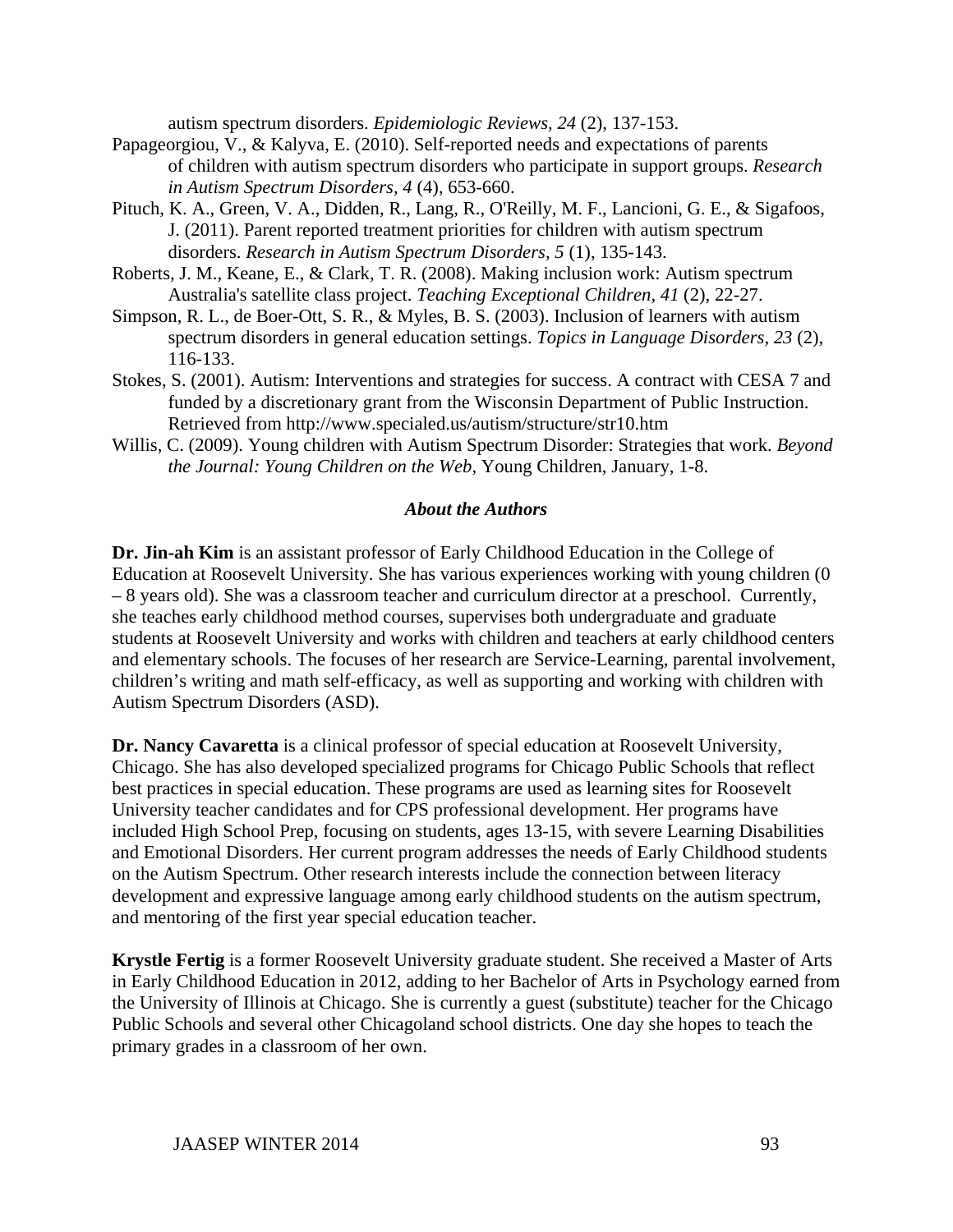autism spectrum disorders. *Epidemiologic Reviews, 24* (2), 137-153.

Papageorgiou, V., & Kalyva, E. (2010). Self-reported needs and expectations of parents of children with autism spectrum disorders who participate in support groups. *Research in Autism Spectrum Disorders, 4* (4), 653-660.

Pituch, K. A., Green, V. A., Didden, R., Lang, R., O'Reilly, M. F., Lancioni, G. E., & Sigafoos, J. (2011). Parent reported treatment priorities for children with autism spectrum disorders. *Research in Autism Spectrum Disorders, 5* (1), 135-143.

Roberts, J. M., Keane, E., & Clark, T. R. (2008). Making inclusion work: Autism spectrum Australia's satellite class project. *Teaching Exceptional Children, 41* (2), 22-27.

Simpson, R. L., de Boer-Ott, S. R., & Myles, B. S. (2003). Inclusion of learners with autism spectrum disorders in general education settings. *Topics in Language Disorders, 23* (2), 116-133.

Stokes, S. (2001). Autism: Interventions and strategies for success. A contract with CESA 7 and funded by a discretionary grant from the Wisconsin Department of Public Instruction. Retrieved from http://www.specialed.us/autism/structure/str10.htm

Willis, C. (2009). Young children with Autism Spectrum Disorder: Strategies that work. *Beyond the Journal: Young Children on the Web*, Young Children, January, 1-8.

### *About the Authors*

**Dr. Jin-ah Kim** is an assistant professor of Early Childhood Education in the College of Education at Roosevelt University. She has various experiences working with young children (0 – 8 years old). She was a classroom teacher and curriculum director at a preschool. Currently, she teaches early childhood method courses, supervises both undergraduate and graduate students at Roosevelt University and works with children and teachers at early childhood centers and elementary schools. The focuses of her research are Service-Learning, parental involvement, children's writing and math self-efficacy, as well as supporting and working with children with Autism Spectrum Disorders (ASD).

**Dr. Nancy Cavaretta** is a clinical professor of special education at Roosevelt University, Chicago. She has also developed specialized programs for Chicago Public Schools that reflect best practices in special education. These programs are used as learning sites for Roosevelt University teacher candidates and for CPS professional development. Her programs have included High School Prep, focusing on students, ages 13-15, with severe Learning Disabilities and Emotional Disorders. Her current program addresses the needs of Early Childhood students on the Autism Spectrum. Other research interests include the connection between literacy development and expressive language among early childhood students on the autism spectrum, and mentoring of the first year special education teacher.

**Krystle Fertig** is a former Roosevelt University graduate student. She received a Master of Arts in Early Childhood Education in 2012, adding to her Bachelor of Arts in Psychology earned from the University of Illinois at Chicago. She is currently a guest (substitute) teacher for the Chicago Public Schools and several other Chicagoland school districts. One day she hopes to teach the primary grades in a classroom of her own.